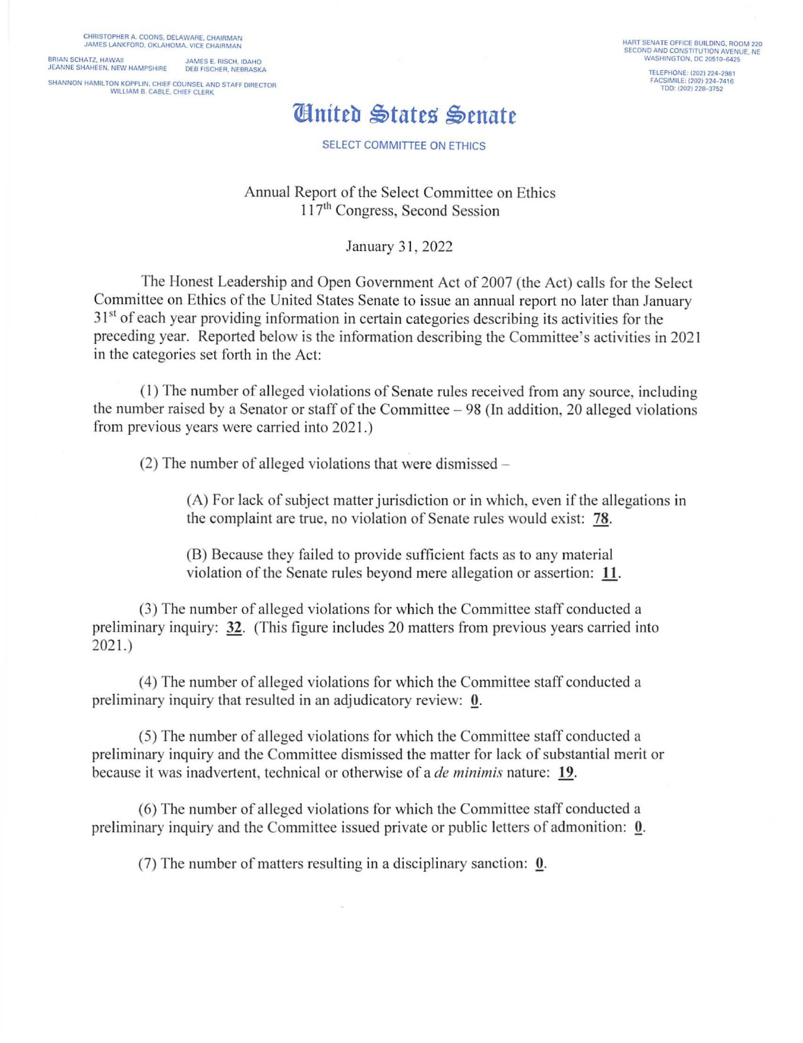CHRISTOPHER A. COONS, DELAWARE, CHAIRMAN
JAMES LANKFORD, OKLAHOMA, VICE CHAIRMAN

BRIAN SCHATZ, HAWAII — JAMES E. RISCH, IDAHO
JEANNE SHAHEEN, NEW HAMPSHIRE — DEB FISCHER, NEBRASKA

SHANNON HAMILTON KOPPLIN, CHIEF COUNSEL AND STAFF DIRECTOR
WILLIAM B. CABLE, CHIEF CLERK

HART SENATE OFFICE BUILDING, ROOM 220
SECOND AND CONSTITUTION AVENUE, NE
WASHINGTON, DC 20510-6425

TELEPHONE: (202) 224-2981
FACSIMILE: (202) 224-7416
TDD: (202) 228-3752

# United States Senate

SELECT COMMITTEE ON ETHICS

## Annual Report of the Select Committee on Ethics 117th Congress, Second Session

January 31, 2022

The Honest Leadership and Open Government Act of 2007 (the Act) calls for the Select Committee on Ethics of the United States Senate to issue an annual report no later than January 31st of each year providing information in certain categories describing its activities for the preceding year. Reported below is the information describing the Committee's activities in 2021 in the categories set forth in the Act:

(1) The number of alleged violations of Senate rules received from any source, including the number raised by a Senator or staff of the Committee – 98 (In addition, 20 alleged violations from previous years were carried into 2021.)

(2) The number of alleged violations that were dismissed –

> (A) For lack of subject matter jurisdiction or in which, even if the allegations in the complaint are true, no violation of Senate rules would exist: **78**.
>
> (B) Because they failed to provide sufficient facts as to any material violation of the Senate rules beyond mere allegation or assertion: **11**.

(3) The number of alleged violations for which the Committee staff conducted a preliminary inquiry: **32**. (This figure includes 20 matters from previous years carried into 2021.)

(4) The number of alleged violations for which the Committee staff conducted a preliminary inquiry that resulted in an adjudicatory review: **0**.

(5) The number of alleged violations for which the Committee staff conducted a preliminary inquiry and the Committee dismissed the matter for lack of substantial merit or because it was inadvertent, technical or otherwise of a *de minimis* nature: **19**.

(6) The number of alleged violations for which the Committee staff conducted a preliminary inquiry and the Committee issued private or public letters of admonition: **0**.

(7) The number of matters resulting in a disciplinary sanction: **0**.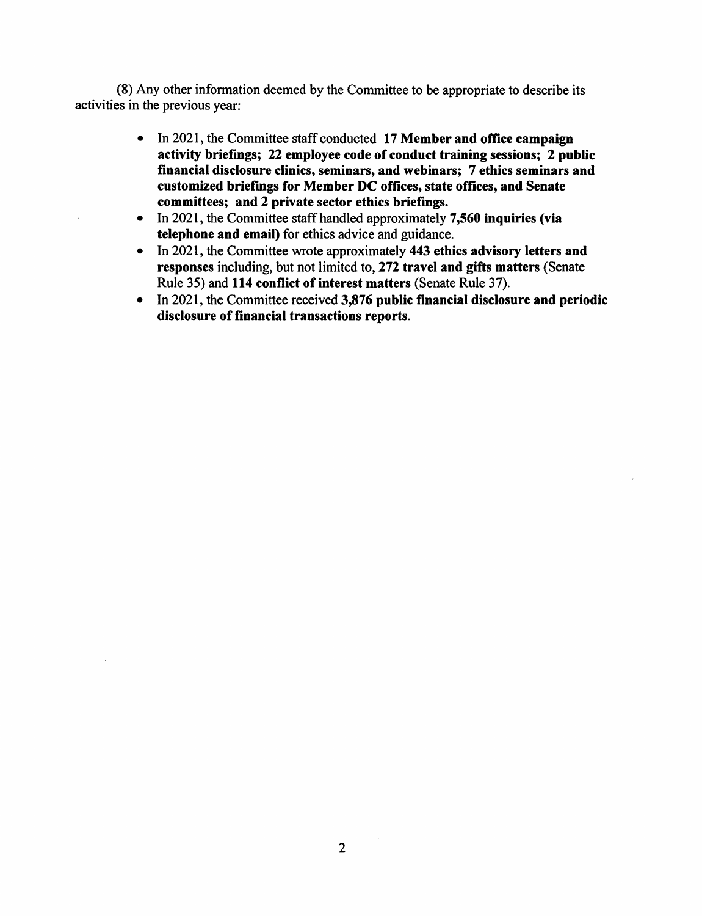(8) Any other information deemed by the Committee to be appropriate to describe its activities in the previous year:

- In 2021, the Committee staff conducted **17 Member and office campaign activity briefings; 22 employee code of conduct training sessions; 2 public financial disclosure clinics, seminars, and webinars; 7 ethics seminars and customized briefings for Member DC offices, state offices, and Senate committees; and 2 private sector ethics briefings.**
- In 2021, the Committee staff handled approximately **7,560 inquiries (via telephone and email)** for ethics advice and guidance.
- In 2021, the Committee wrote approximately **443 ethics advisory letters and responses** including, but not limited to, **272 travel and gifts matters** (Senate Rule 35) and **114 conflict of interest matters** (Senate Rule 37).
- In 2021, the Committee received **3,876 public financial disclosure and periodic disclosure of financial transactions reports.**